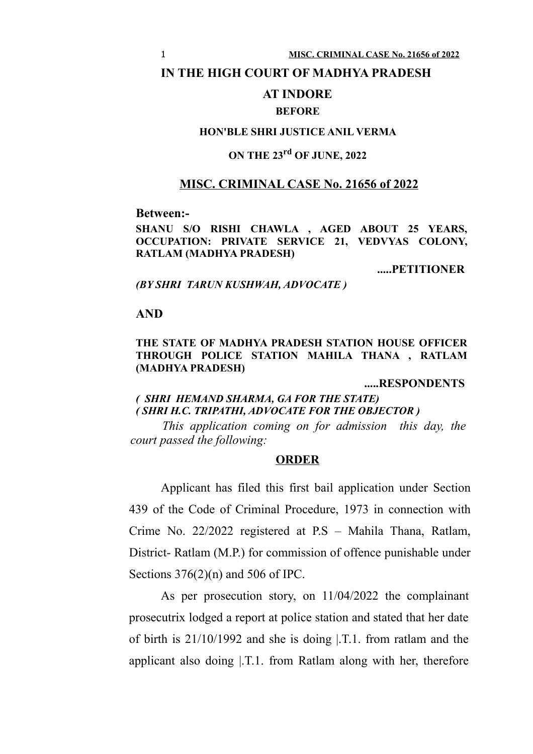# IN THE HIGH COURT OF MADHYA PRADESH

## AT INDORE

**BEFORE**

**HON'BLE SHRI JUSTICE ANIL VERMA**

**ON THE 23rd OF JUNE, 2022**

## MISC. CRIMINAL CASE No. 21656 of 2022

**Between:-**

**SHANU S/O RISHI CHAWLA , AGED ABOUT 25 YEARS, OCCUPATION: PRIVATE SERVICE 21, VEDVYAS COLONY, RATLAM (MADHYA PRADESH)**

**.....PETITIONER**

***(BY SHRI TARUN KUSHWAH, ADVOCATE )***

**AND**

**THE STATE OF MADHYA PRADESH STATION HOUSE OFFICER THROUGH POLICE STATION MAHILA THANA , RATLAM (MADHYA PRADESH)**

**.....RESPONDENTS**

***( SHRI HEMAND SHARMA, GA FOR THE STATE)***
***( SHRI H.C. TRIPATHI, ADVOCATE FOR THE OBJECTOR )***

*This application coming on for admission this day, the court passed the following:*

**ORDER**

Applicant has filed this first bail application under Section 439 of the Code of Criminal Procedure, 1973 in connection with Crime No. 22/2022 registered at P.S – Mahila Thana, Ratlam, District- Ratlam (M.P.) for commission of offence punishable under Sections 376(2)(n) and 506 of IPC.

As per prosecution story, on 11/04/2022 the complainant prosecutrix lodged a report at police station and stated that her date of birth is 21/10/1992 and she is doing |.T.1. from ratlam and the applicant also doing |.T.1. from Ratlam along with her, therefore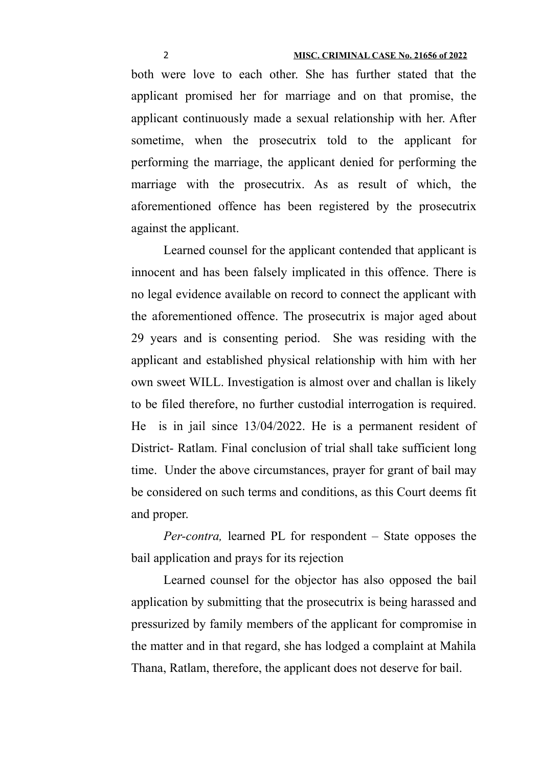both were love to each other. She has further stated that the applicant promised her for marriage and on that promise, the applicant continuously made a sexual relationship with her. After sometime, when the prosecutrix told to the applicant for performing the marriage, the applicant denied for performing the marriage with the prosecutrix. As as result of which, the aforementioned offence has been registered by the prosecutrix against the applicant.

Learned counsel for the applicant contended that applicant is innocent and has been falsely implicated in this offence. There is no legal evidence available on record to connect the applicant with the aforementioned offence. The prosecutrix is major aged about 29 years and is consenting period. She was residing with the applicant and established physical relationship with him with her own sweet WILL. Investigation is almost over and challan is likely to be filed therefore, no further custodial interrogation is required. He is in jail since 13/04/2022. He is a permanent resident of District- Ratlam. Final conclusion of trial shall take sufficient long time. Under the above circumstances, prayer for grant of bail may be considered on such terms and conditions, as this Court deems fit and proper.

*Per-contra,* learned PL for respondent – State opposes the bail application and prays for its rejection

Learned counsel for the objector has also opposed the bail application by submitting that the prosecutrix is being harassed and pressurized by family members of the applicant for compromise in the matter and in that regard, she has lodged a complaint at Mahila Thana, Ratlam, therefore, the applicant does not deserve for bail.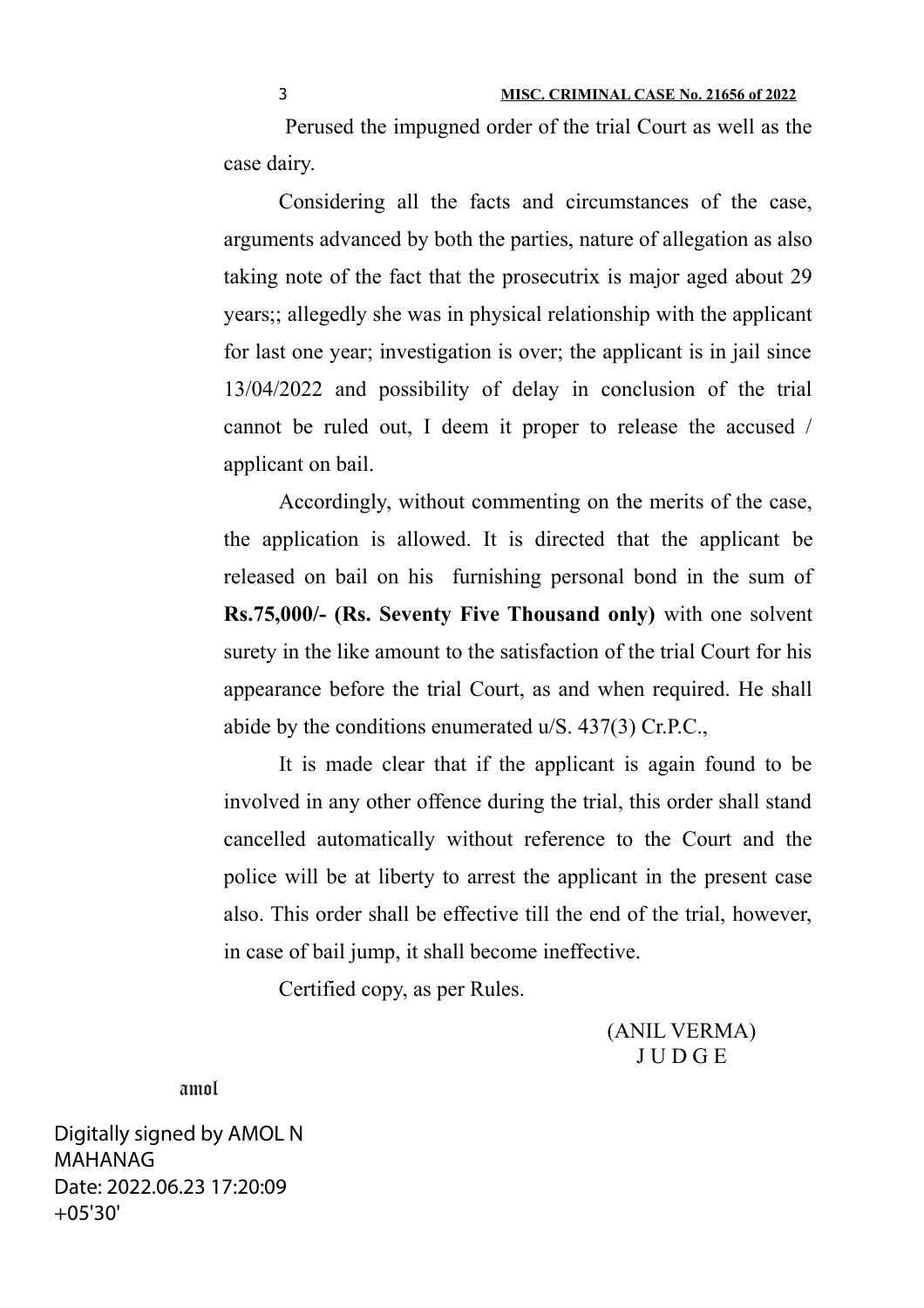Perused the impugned order of the trial Court as well as the case dairy.

Considering all the facts and circumstances of the case, arguments advanced by both the parties, nature of allegation as also taking note of the fact that the prosecutrix is major aged about 29 years;; allegedly she was in physical relationship with the applicant for last one year; investigation is over; the applicant is in jail since 13/04/2022 and possibility of delay in conclusion of the trial cannot be ruled out, I deem it proper to release the accused / applicant on bail.

Accordingly, without commenting on the merits of the case, the application is allowed. It is directed that the applicant be released on bail on his furnishing personal bond in the sum of **Rs.75,000/- (Rs. Seventy Five Thousand only)** with one solvent surety in the like amount to the satisfaction of the trial Court for his appearance before the trial Court, as and when required. He shall abide by the conditions enumerated u/S. 437(3) Cr.P.C.,

It is made clear that if the applicant is again found to be involved in any other offence during the trial, this order shall stand cancelled automatically without reference to the Court and the police will be at liberty to arrest the applicant in the present case also. This order shall be effective till the end of the trial, however, in case of bail jump, it shall become ineffective.

Certified copy, as per Rules.

(ANIL VERMA)
JUDGE

amol

Digitally signed by AMOL N MAHANAG
Date: 2022.06.23 17:20:09 +05'30'